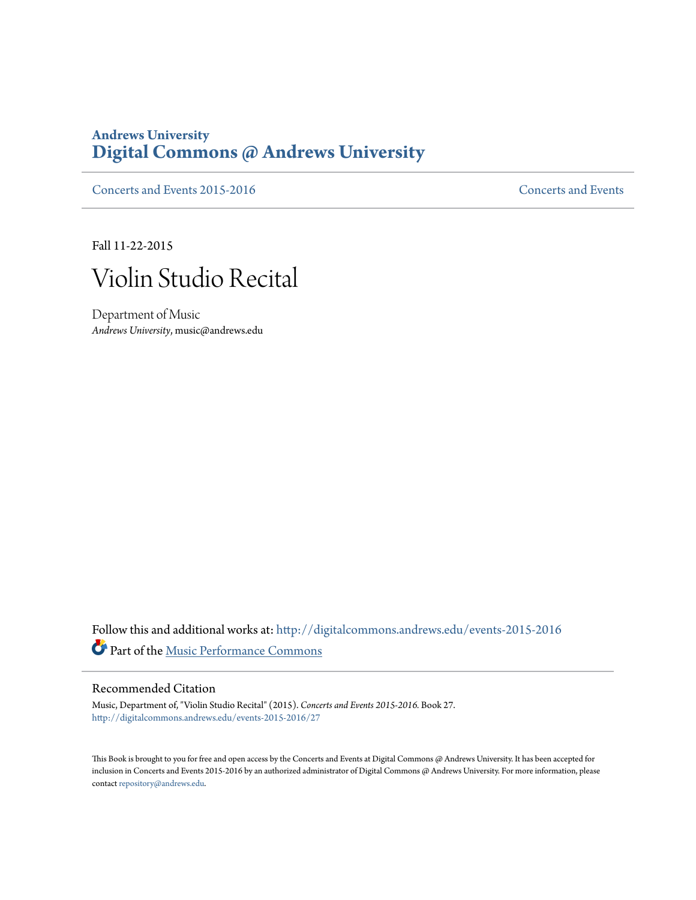**Andrews University**
# Digital Commons @ Andrews University

Concerts and Events 2015-2016 | Concerts and Events

Fall 11-22-2015

# Violin Studio Recital

Department of Music
*Andrews University*, music@andrews.edu

Follow this and additional works at: http://digitalcommons.andrews.edu/events-2015-2016

Part of the Music Performance Commons

## Recommended Citation

Music, Department of, "Violin Studio Recital" (2015). *Concerts and Events 2015-2016.* Book 27.
http://digitalcommons.andrews.edu/events-2015-2016/27

This Book is brought to you for free and open access by the Concerts and Events at Digital Commons @ Andrews University. It has been accepted for inclusion in Concerts and Events 2015-2016 by an authorized administrator of Digital Commons @ Andrews University. For more information, please contact repository@andrews.edu.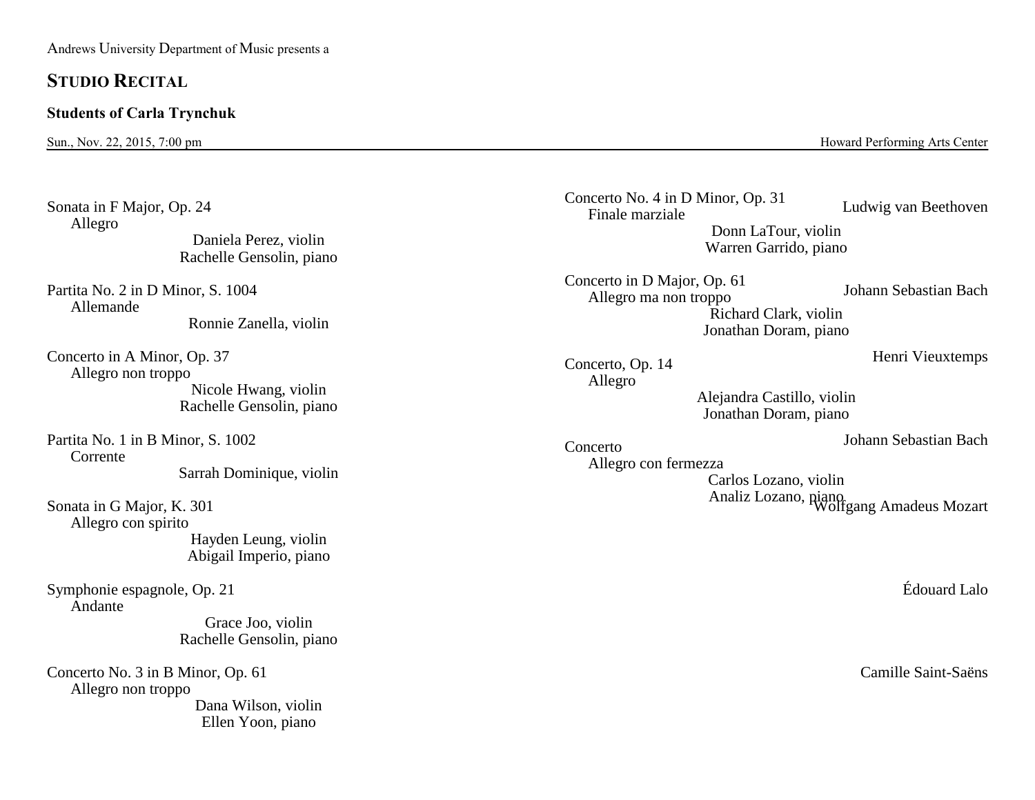Andrews University Department of Music presents a

# STUDIO RECITAL

## Students of Carla Trynchuk

Sun., Nov. 22, 2015, 7:00 pm — Howard Performing Arts Center

---

Sonata in F Major, Op. 24 — Ludwig van Beethoven
Allegro
Daniela Perez, violin
Rachelle Gensolin, piano

Partita No. 2 in D Minor, S. 1004 — Johann Sebastian Bach
Allemande
Ronnie Zanella, violin

Concerto in A Minor, Op. 37 — Henri Vieuxtemps
Allegro non troppo
Nicole Hwang, violin
Rachelle Gensolin, piano

Partita No. 1 in B Minor, S. 1002 — Johann Sebastian Bach
Corrente
Sarrah Dominique, violin

Sonata in G Major, K. 301 — Wolfgang Amadeus Mozart
Allegro con spirito
Hayden Leung, violin
Abigail Imperio, piano

Symphonie espagnole, Op. 21 — Édouard Lalo
Andante
Grace Joo, violin
Rachelle Gensolin, piano

Concerto No. 3 in B Minor, Op. 61 — Camille Saint-Saëns
Allegro non troppo
Dana Wilson, violin
Ellen Yoon, piano

Concerto No. 4 in D Minor, Op. 31
Finale marziale
Donn LaTour, violin
Warren Garrido, piano

Concerto in D Major, Op. 61
Allegro ma non troppo
Richard Clark, violin
Jonathan Doram, piano

Concerto, Op. 14
Allegro
Alejandra Castillo, violin
Jonathan Doram, piano

Concerto
Allegro con fermezza
Carlos Lozano, violin
Analiz Lozano, piano